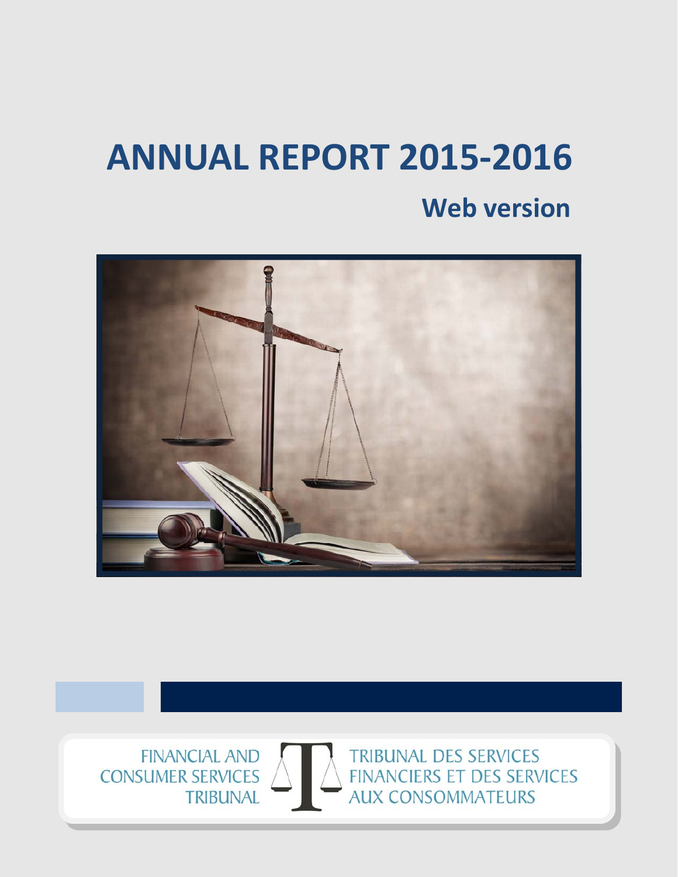# ANNUAL REPORT 2015-2016

## Web version

FINANCIAL AND CONSUMER SERVICES TRIBUNAL

TRIBUNAL DES SERVICES FINANCIERS ET DES SERVICES AUX CONSOMMATEURS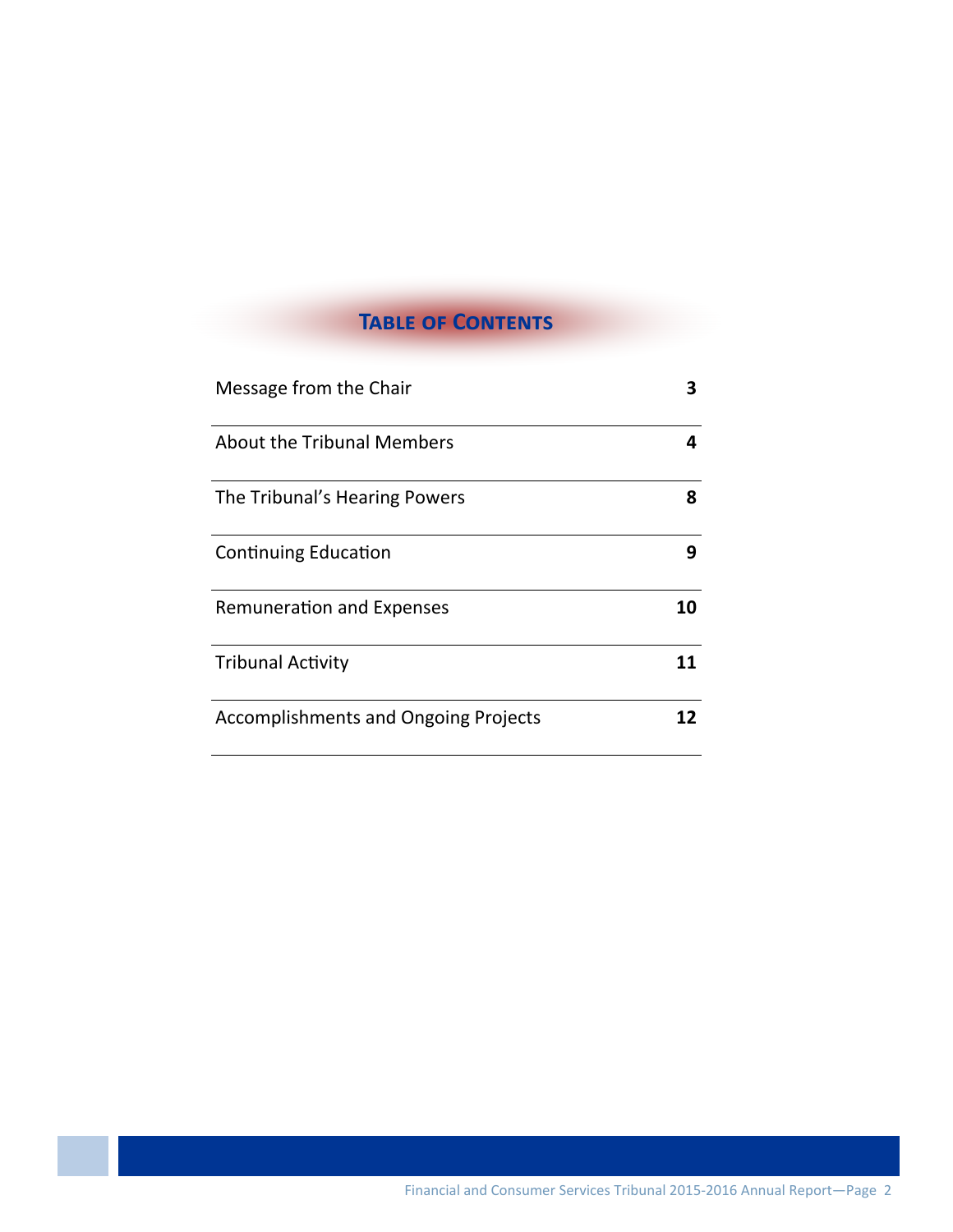## Table of Contents

| | |
|---|---|
| Message from the Chair | **3** |
| About the Tribunal Members | **4** |
| The Tribunal's Hearing Powers | **8** |
| Continuing Education | **9** |
| Remuneration and Expenses | **10** |
| Tribunal Activity | **11** |
| Accomplishments and Ongoing Projects | **12** |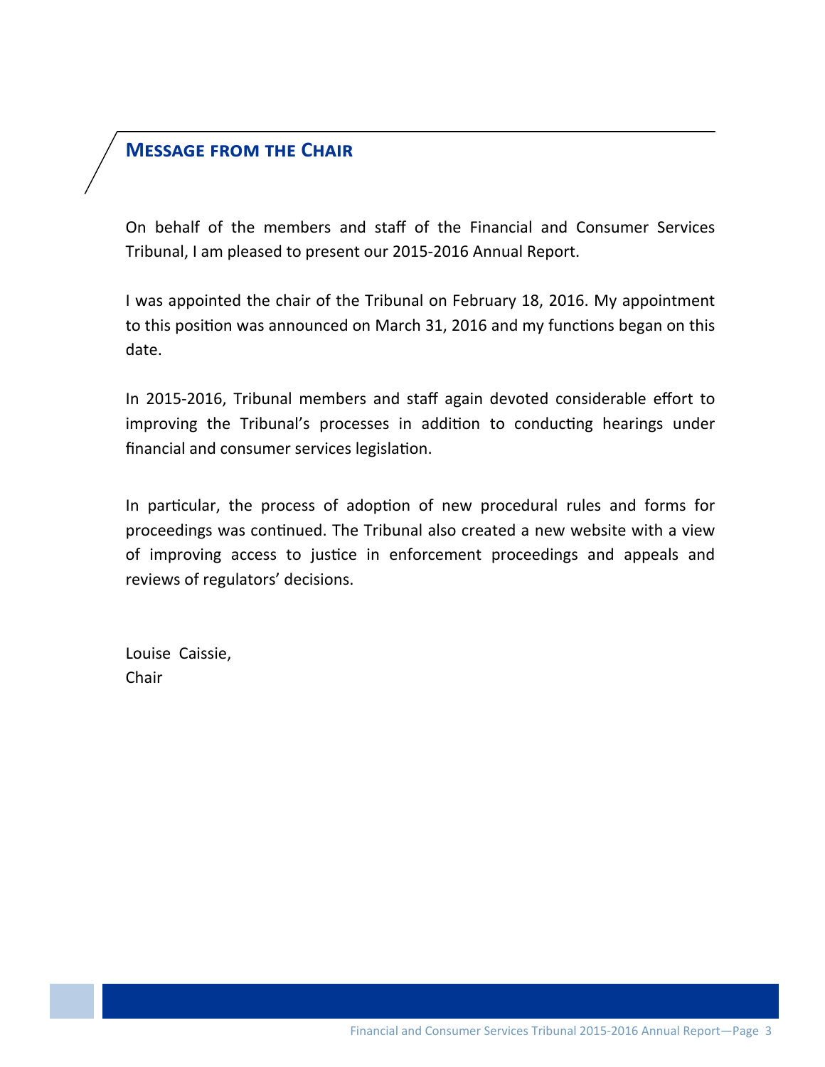## Message from the Chair

On behalf of the members and staff of the Financial and Consumer Services Tribunal, I am pleased to present our 2015-2016 Annual Report.

I was appointed the chair of the Tribunal on February 18, 2016. My appointment to this position was announced on March 31, 2016 and my functions began on this date.

In 2015-2016, Tribunal members and staff again devoted considerable effort to improving the Tribunal's processes in addition to conducting hearings under financial and consumer services legislation.

In particular, the process of adoption of new procedural rules and forms for proceedings was continued. The Tribunal also created a new website with a view of improving access to justice in enforcement proceedings and appeals and reviews of regulators' decisions.

Louise Caissie,
Chair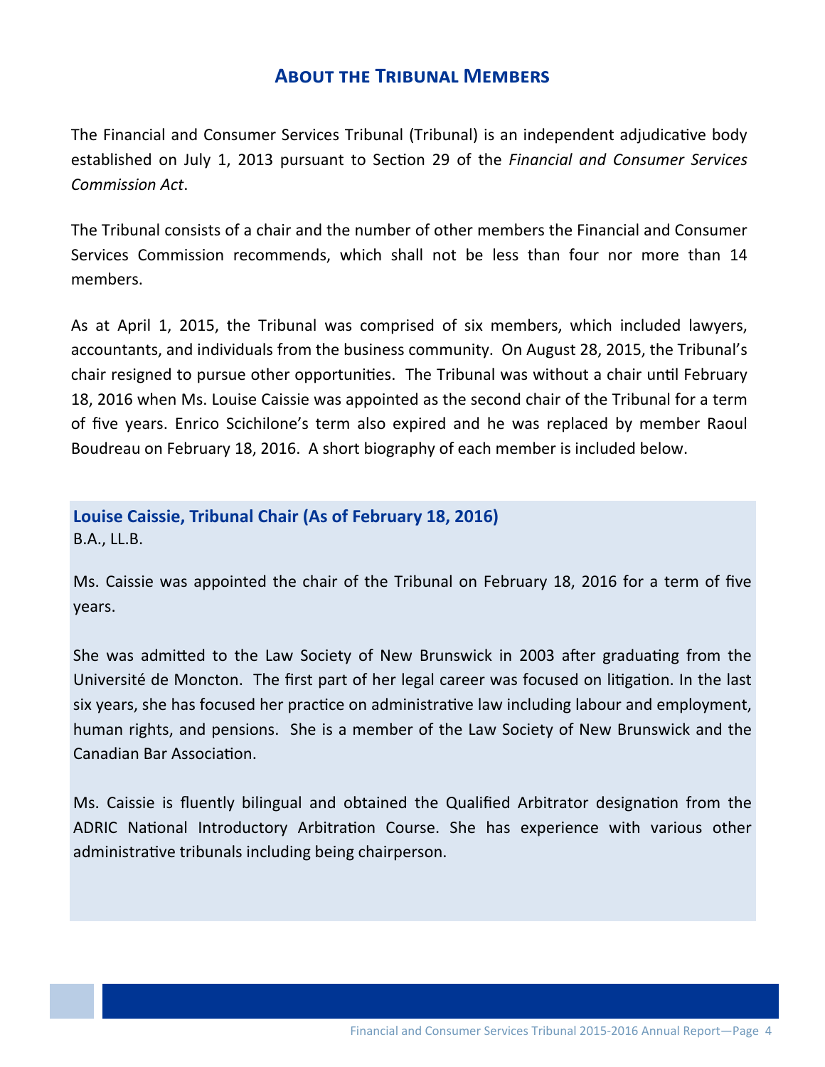## About the Tribunal Members

The Financial and Consumer Services Tribunal (Tribunal) is an independent adjudicative body established on July 1, 2013 pursuant to Section 29 of the *Financial and Consumer Services Commission Act*.

The Tribunal consists of a chair and the number of other members the Financial and Consumer Services Commission recommends, which shall not be less than four nor more than 14 members.

As at April 1, 2015, the Tribunal was comprised of six members, which included lawyers, accountants, and individuals from the business community. On August 28, 2015, the Tribunal's chair resigned to pursue other opportunities. The Tribunal was without a chair until February 18, 2016 when Ms. Louise Caissie was appointed as the second chair of the Tribunal for a term of five years. Enrico Scichilone's term also expired and he was replaced by member Raoul Boudreau on February 18, 2016. A short biography of each member is included below.

### Louise Caissie, Tribunal Chair (As of February 18, 2016)

B.A., LL.B.

Ms. Caissie was appointed the chair of the Tribunal on February 18, 2016 for a term of five years.

She was admitted to the Law Society of New Brunswick in 2003 after graduating from the Université de Moncton. The first part of her legal career was focused on litigation. In the last six years, she has focused her practice on administrative law including labour and employment, human rights, and pensions. She is a member of the Law Society of New Brunswick and the Canadian Bar Association.

Ms. Caissie is fluently bilingual and obtained the Qualified Arbitrator designation from the ADRIC National Introductory Arbitration Course. She has experience with various other administrative tribunals including being chairperson.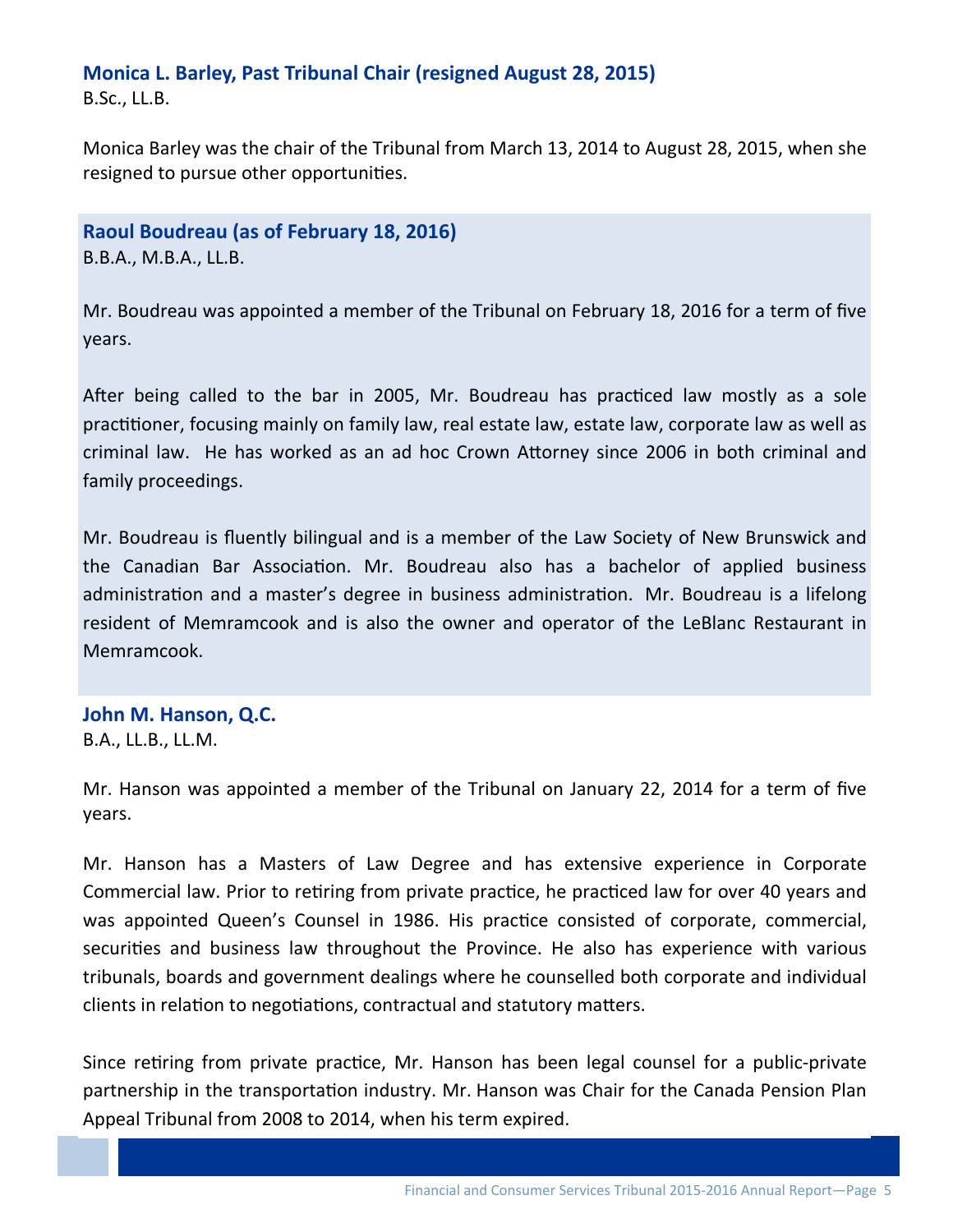### Monica L. Barley, Past Tribunal Chair (resigned August 28, 2015)

B.Sc., LL.B.

Monica Barley was the chair of the Tribunal from March 13, 2014 to August 28, 2015, when she resigned to pursue other opportunities.

### Raoul Boudreau (as of February 18, 2016)

B.B.A., M.B.A., LL.B.

Mr. Boudreau was appointed a member of the Tribunal on February 18, 2016 for a term of five years.

After being called to the bar in 2005, Mr. Boudreau has practiced law mostly as a sole practitioner, focusing mainly on family law, real estate law, estate law, corporate law as well as criminal law. He has worked as an ad hoc Crown Attorney since 2006 in both criminal and family proceedings.

Mr. Boudreau is fluently bilingual and is a member of the Law Society of New Brunswick and the Canadian Bar Association. Mr. Boudreau also has a bachelor of applied business administration and a master's degree in business administration. Mr. Boudreau is a lifelong resident of Memramcook and is also the owner and operator of the LeBlanc Restaurant in Memramcook.

### John M. Hanson, Q.C.

B.A., LL.B., LL.M.

Mr. Hanson was appointed a member of the Tribunal on January 22, 2014 for a term of five years.

Mr. Hanson has a Masters of Law Degree and has extensive experience in Corporate Commercial law. Prior to retiring from private practice, he practiced law for over 40 years and was appointed Queen's Counsel in 1986. His practice consisted of corporate, commercial, securities and business law throughout the Province. He also has experience with various tribunals, boards and government dealings where he counselled both corporate and individual clients in relation to negotiations, contractual and statutory matters.

Since retiring from private practice, Mr. Hanson has been legal counsel for a public-private partnership in the transportation industry. Mr. Hanson was Chair for the Canada Pension Plan Appeal Tribunal from 2008 to 2014, when his term expired.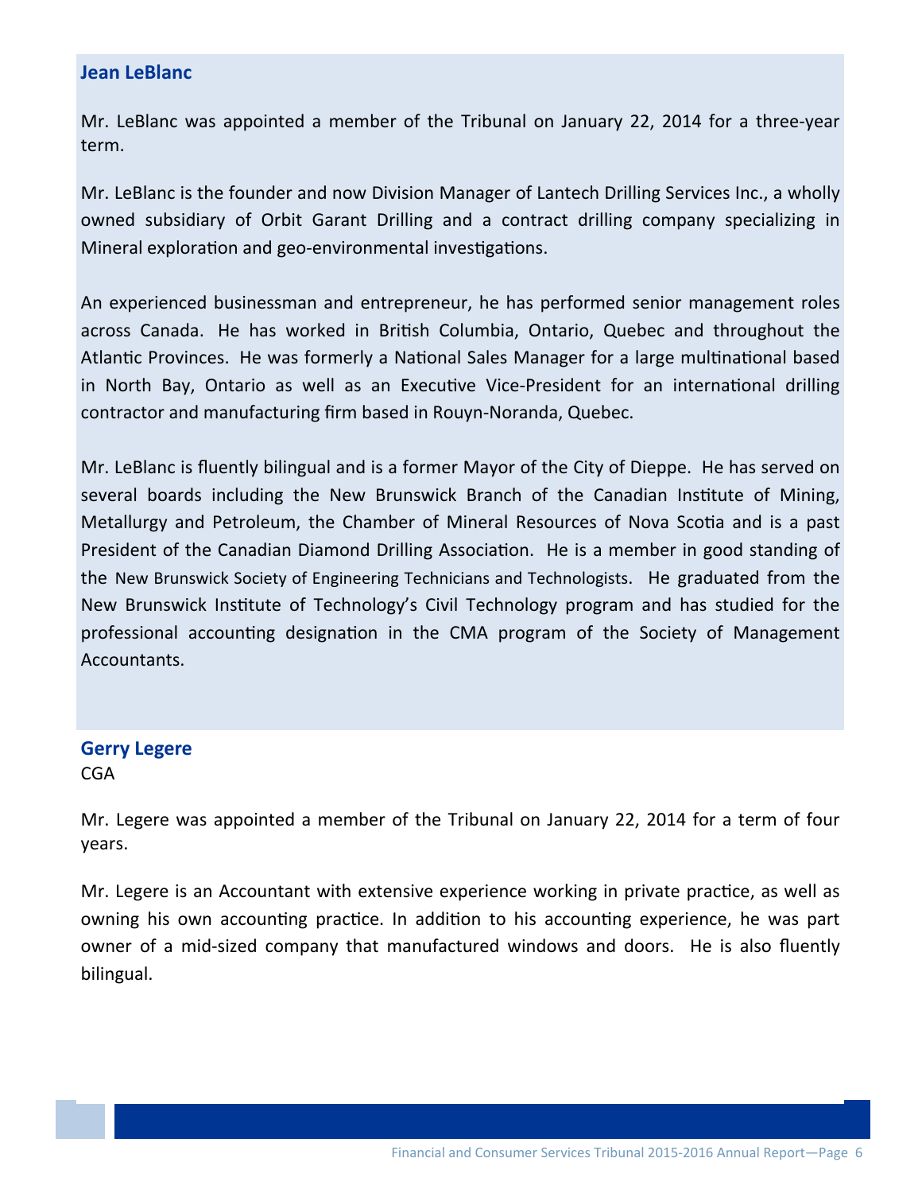### Jean LeBlanc

Mr. LeBlanc was appointed a member of the Tribunal on January 22, 2014 for a three-year term.

Mr. LeBlanc is the founder and now Division Manager of Lantech Drilling Services Inc., a wholly owned subsidiary of Orbit Garant Drilling and a contract drilling company specializing in Mineral exploration and geo-environmental investigations.

An experienced businessman and entrepreneur, he has performed senior management roles across Canada. He has worked in British Columbia, Ontario, Quebec and throughout the Atlantic Provinces. He was formerly a National Sales Manager for a large multinational based in North Bay, Ontario as well as an Executive Vice-President for an international drilling contractor and manufacturing firm based in Rouyn-Noranda, Quebec.

Mr. LeBlanc is fluently bilingual and is a former Mayor of the City of Dieppe. He has served on several boards including the New Brunswick Branch of the Canadian Institute of Mining, Metallurgy and Petroleum, the Chamber of Mineral Resources of Nova Scotia and is a past President of the Canadian Diamond Drilling Association. He is a member in good standing of the New Brunswick Society of Engineering Technicians and Technologists. He graduated from the New Brunswick Institute of Technology's Civil Technology program and has studied for the professional accounting designation in the CMA program of the Society of Management Accountants.

### Gerry Legere

CGA

Mr. Legere was appointed a member of the Tribunal on January 22, 2014 for a term of four years.

Mr. Legere is an Accountant with extensive experience working in private practice, as well as owning his own accounting practice. In addition to his accounting experience, he was part owner of a mid-sized company that manufactured windows and doors. He is also fluently bilingual.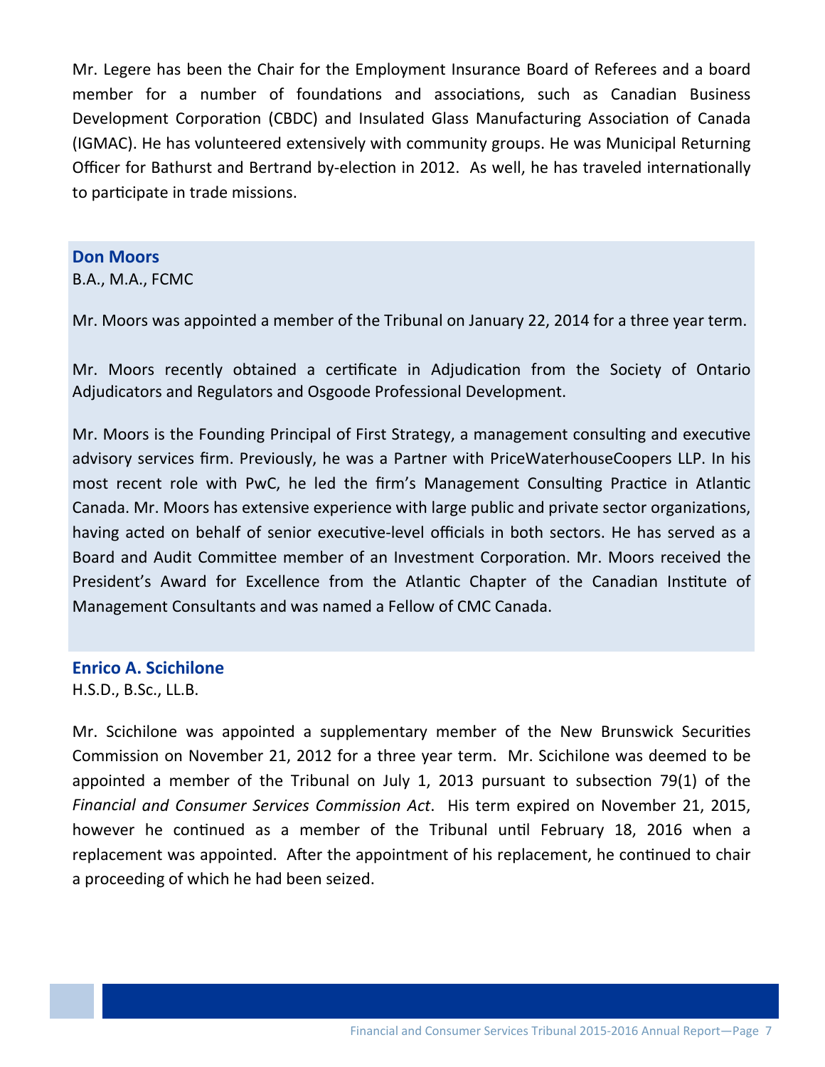Mr. Legere has been the Chair for the Employment Insurance Board of Referees and a board member for a number of foundations and associations, such as Canadian Business Development Corporation (CBDC) and Insulated Glass Manufacturing Association of Canada (IGMAC). He has volunteered extensively with community groups. He was Municipal Returning Officer for Bathurst and Bertrand by-election in 2012. As well, he has traveled internationally to participate in trade missions.

### Don Moors

B.A., M.A., FCMC

Mr. Moors was appointed a member of the Tribunal on January 22, 2014 for a three year term.

Mr. Moors recently obtained a certificate in Adjudication from the Society of Ontario Adjudicators and Regulators and Osgoode Professional Development.

Mr. Moors is the Founding Principal of First Strategy, a management consulting and executive advisory services firm. Previously, he was a Partner with PriceWaterhouseCoopers LLP. In his most recent role with PwC, he led the firm's Management Consulting Practice in Atlantic Canada. Mr. Moors has extensive experience with large public and private sector organizations, having acted on behalf of senior executive-level officials in both sectors. He has served as a Board and Audit Committee member of an Investment Corporation. Mr. Moors received the President's Award for Excellence from the Atlantic Chapter of the Canadian Institute of Management Consultants and was named a Fellow of CMC Canada.

### Enrico A. Scichilone

H.S.D., B.Sc., LL.B.

Mr. Scichilone was appointed a supplementary member of the New Brunswick Securities Commission on November 21, 2012 for a three year term. Mr. Scichilone was deemed to be appointed a member of the Tribunal on July 1, 2013 pursuant to subsection 79(1) of the *Financial and Consumer Services Commission Act*. His term expired on November 21, 2015, however he continued as a member of the Tribunal until February 18, 2016 when a replacement was appointed. After the appointment of his replacement, he continued to chair a proceeding of which he had been seized.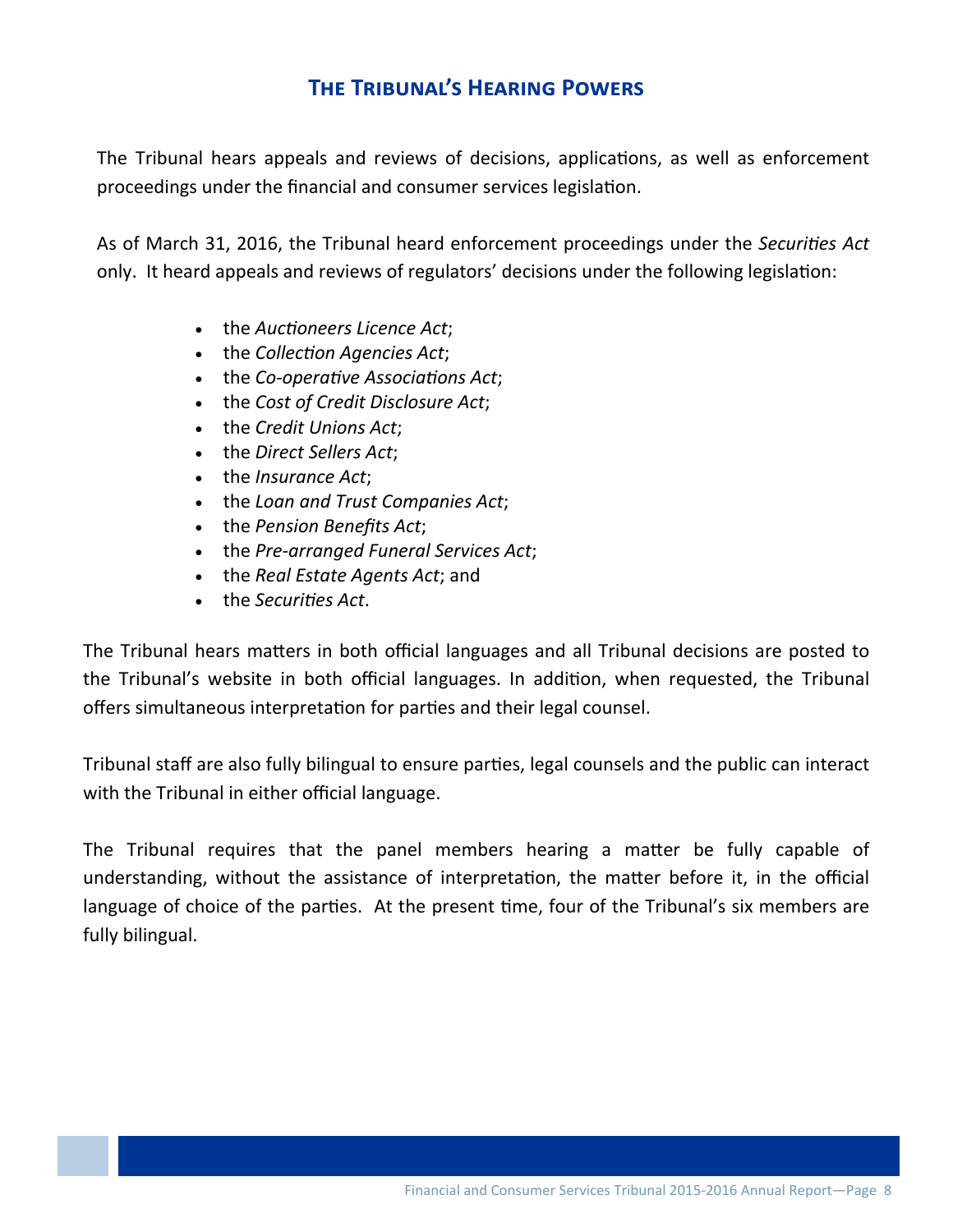## The Tribunal's Hearing Powers

The Tribunal hears appeals and reviews of decisions, applications, as well as enforcement proceedings under the financial and consumer services legislation.

As of March 31, 2016, the Tribunal heard enforcement proceedings under the *Securities Act* only. It heard appeals and reviews of regulators' decisions under the following legislation:

- the *Auctioneers Licence Act*;
- the *Collection Agencies Act*;
- the *Co-operative Associations Act*;
- the *Cost of Credit Disclosure Act*;
- the *Credit Unions Act*;
- the *Direct Sellers Act*;
- the *Insurance Act*;
- the *Loan and Trust Companies Act*;
- the *Pension Benefits Act*;
- the *Pre-arranged Funeral Services Act*;
- the *Real Estate Agents Act*; and
- the *Securities Act*.

The Tribunal hears matters in both official languages and all Tribunal decisions are posted to the Tribunal's website in both official languages. In addition, when requested, the Tribunal offers simultaneous interpretation for parties and their legal counsel.

Tribunal staff are also fully bilingual to ensure parties, legal counsels and the public can interact with the Tribunal in either official language.

The Tribunal requires that the panel members hearing a matter be fully capable of understanding, without the assistance of interpretation, the matter before it, in the official language of choice of the parties. At the present time, four of the Tribunal's six members are fully bilingual.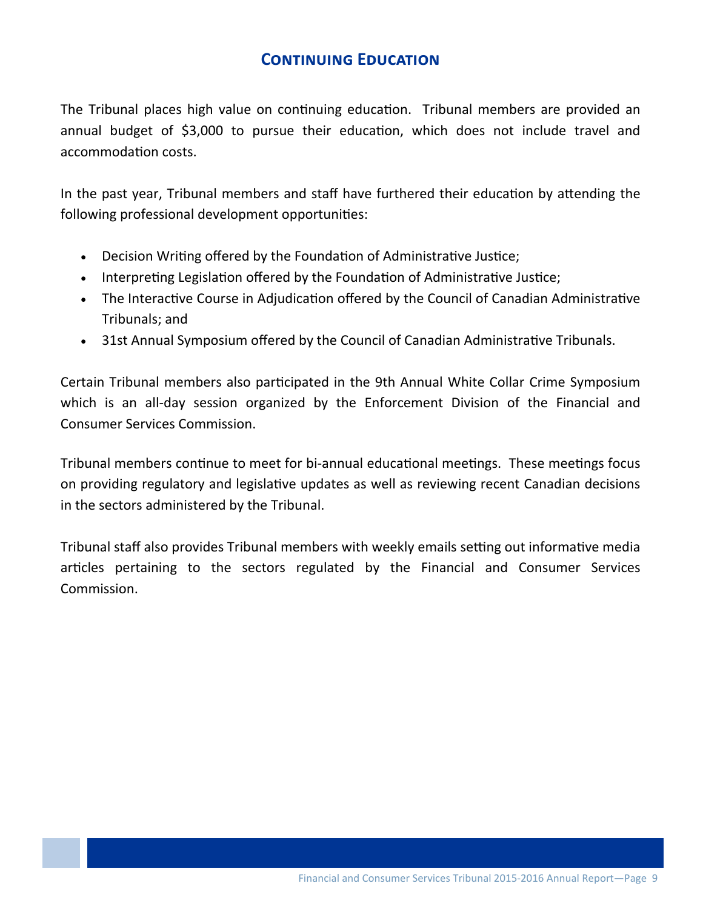## Continuing Education

The Tribunal places high value on continuing education. Tribunal members are provided an annual budget of $3,000 to pursue their education, which does not include travel and accommodation costs.

In the past year, Tribunal members and staff have furthered their education by attending the following professional development opportunities:

- Decision Writing offered by the Foundation of Administrative Justice;
- Interpreting Legislation offered by the Foundation of Administrative Justice;
- The Interactive Course in Adjudication offered by the Council of Canadian Administrative Tribunals; and
- 31st Annual Symposium offered by the Council of Canadian Administrative Tribunals.

Certain Tribunal members also participated in the 9th Annual White Collar Crime Symposium which is an all-day session organized by the Enforcement Division of the Financial and Consumer Services Commission.

Tribunal members continue to meet for bi-annual educational meetings. These meetings focus on providing regulatory and legislative updates as well as reviewing recent Canadian decisions in the sectors administered by the Tribunal.

Tribunal staff also provides Tribunal members with weekly emails setting out informative media articles pertaining to the sectors regulated by the Financial and Consumer Services Commission.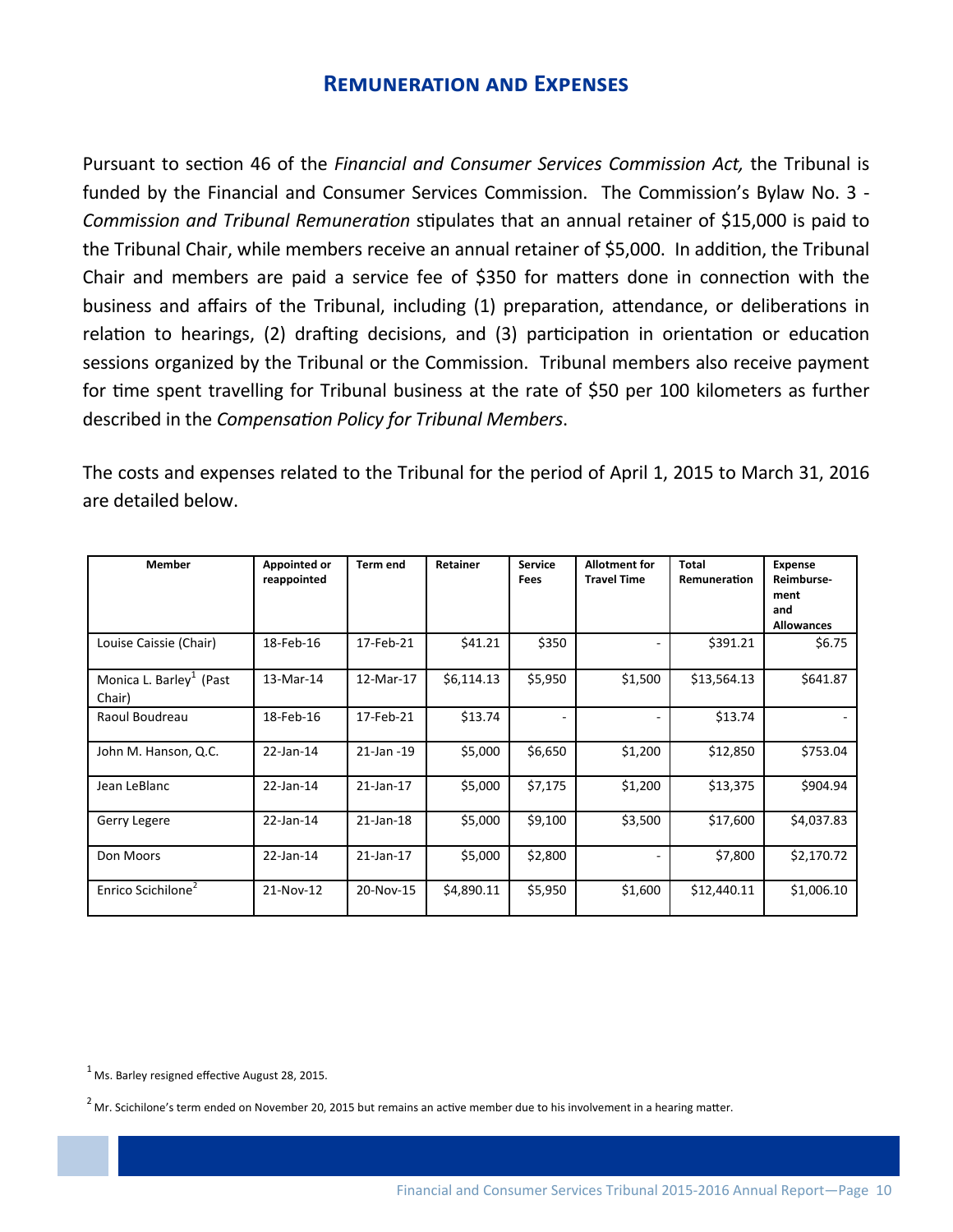## Remuneration and Expenses

Pursuant to section 46 of the *Financial and Consumer Services Commission Act,* the Tribunal is funded by the Financial and Consumer Services Commission. The Commission's Bylaw No. 3 - *Commission and Tribunal Remuneration* stipulates that an annual retainer of $15,000 is paid to the Tribunal Chair, while members receive an annual retainer of $5,000. In addition, the Tribunal Chair and members are paid a service fee of $350 for matters done in connection with the business and affairs of the Tribunal, including (1) preparation, attendance, or deliberations in relation to hearings, (2) drafting decisions, and (3) participation in orientation or education sessions organized by the Tribunal or the Commission. Tribunal members also receive payment for time spent travelling for Tribunal business at the rate of $50 per 100 kilometers as further described in the *Compensation Policy for Tribunal Members*.

The costs and expenses related to the Tribunal for the period of April 1, 2015 to March 31, 2016 are detailed below.

| Member | Appointed or reappointed | Term end | Retainer | Service Fees | Allotment for Travel Time | Total Remuneration | Expense Reimburse-ment and Allowances |
|---|---|---|---|---|---|---|---|
| Louise Caissie (Chair) | 18-Feb-16 | 17-Feb-21 | $41.21 | $350 | - | $391.21 | $6.75 |
| Monica L. Barley[1] (Past Chair) | 13-Mar-14 | 12-Mar-17 | $6,114.13 | $5,950 | $1,500 | $13,564.13 | $641.87 |
| Raoul Boudreau | 18-Feb-16 | 17-Feb-21 | $13.74 | - | - | $13.74 | - |
| John M. Hanson, Q.C. | 22-Jan-14 | 21-Jan -19 | $5,000 | $6,650 | $1,200 | $12,850 | $753.04 |
| Jean LeBlanc | 22-Jan-14 | 21-Jan-17 | $5,000 | $7,175 | $1,200 | $13,375 | $904.94 |
| Gerry Legere | 22-Jan-14 | 21-Jan-18 | $5,000 | $9,100 | $3,500 | $17,600 | $4,037.83 |
| Don Moors | 22-Jan-14 | 21-Jan-17 | $5,000 | $2,800 | - | $7,800 | $2,170.72 |
| Enrico Scichilone[2] | 21-Nov-12 | 20-Nov-15 | $4,890.11 | $5,950 | $1,600 | $12,440.11 | $1,006.10 |

[1] Ms. Barley resigned effective August 28, 2015.

[2] Mr. Scichilone's term ended on November 20, 2015 but remains an active member due to his involvement in a hearing matter.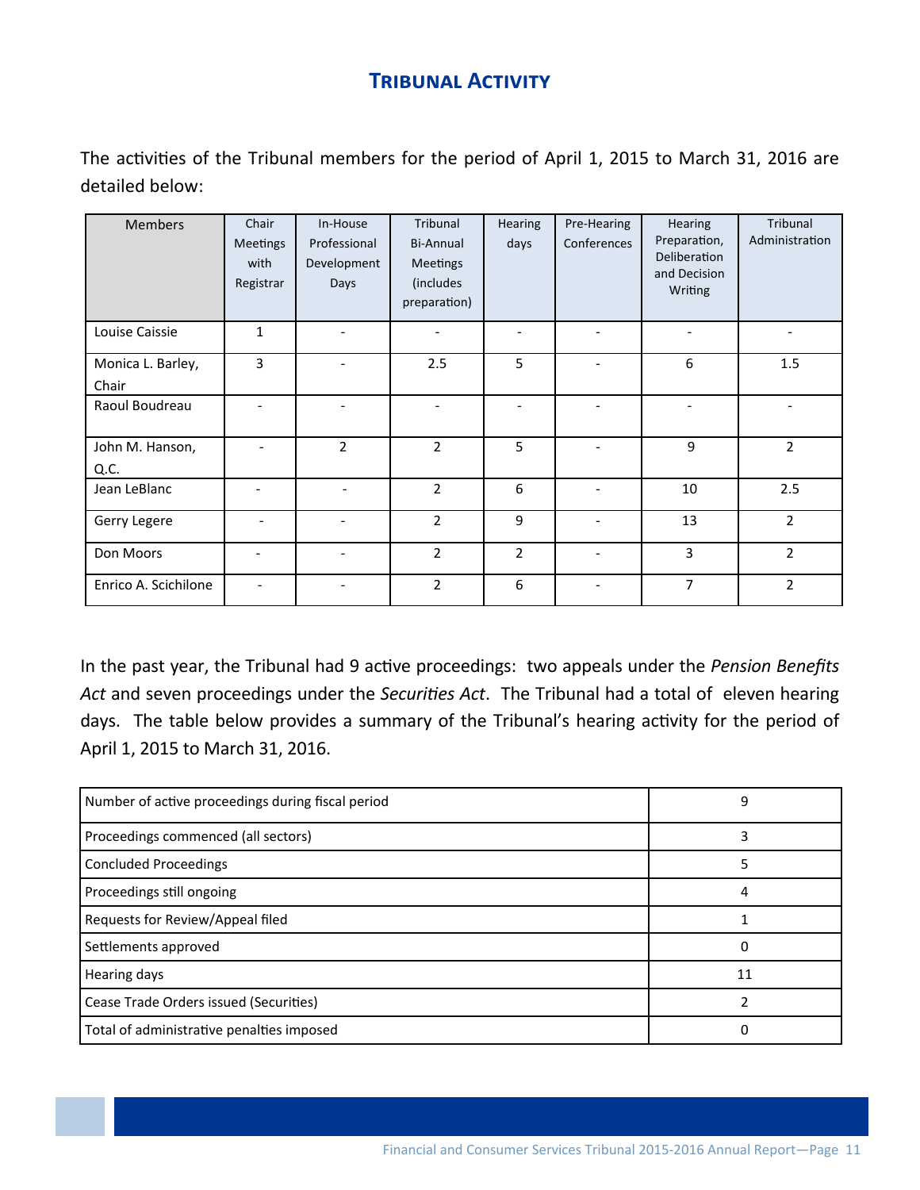## Tribunal Activity

The activities of the Tribunal members for the period of April 1, 2015 to March 31, 2016 are detailed below:

| Members | Chair Meetings with Registrar | In-House Professional Development Days | Tribunal Bi-Annual Meetings (includes preparation) | Hearing days | Pre-Hearing Conferences | Hearing Preparation, Deliberation and Decision Writing | Tribunal Administration |
|---|---|---|---|---|---|---|---|
| Louise Caissie | 1 | - | - | - | - | - | - |
| Monica L. Barley, Chair | 3 | - | 2.5 | 5 | - | 6 | 1.5 |
| Raoul Boudreau | - | - | - | - | - | - | - |
| John M. Hanson, Q.C. | - | 2 | 2 | 5 | - | 9 | 2 |
| Jean LeBlanc | - | - | 2 | 6 | - | 10 | 2.5 |
| Gerry Legere | - | - | 2 | 9 | - | 13 | 2 |
| Don Moors | - | - | 2 | 2 | - | 3 | 2 |
| Enrico A. Scichilone | - | - | 2 | 6 | - | 7 | 2 |

In the past year, the Tribunal had 9 active proceedings: two appeals under the *Pension Benefits Act* and seven proceedings under the *Securities Act*. The Tribunal had a total of eleven hearing days. The table below provides a summary of the Tribunal's hearing activity for the period of April 1, 2015 to March 31, 2016.

| | |
|---|---|
| Number of active proceedings during fiscal period | 9 |
| Proceedings commenced (all sectors) | 3 |
| Concluded Proceedings | 5 |
| Proceedings still ongoing | 4 |
| Requests for Review/Appeal filed | 1 |
| Settlements approved | 0 |
| Hearing days | 11 |
| Cease Trade Orders issued (Securities) | 2 |
| Total of administrative penalties imposed | 0 |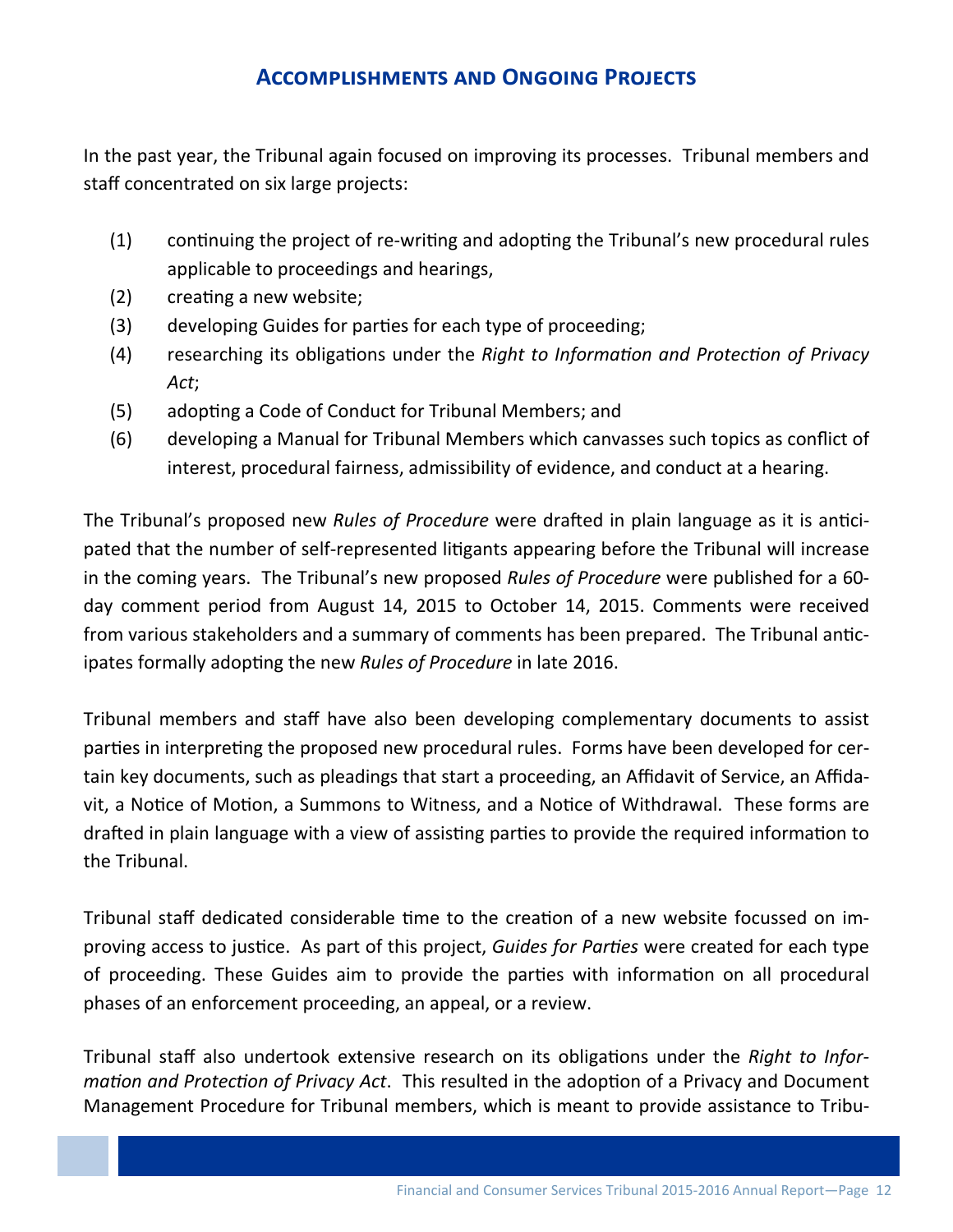## Accomplishments and Ongoing Projects

In the past year, the Tribunal again focused on improving its processes. Tribunal members and staff concentrated on six large projects:

(1) continuing the project of re-writing and adopting the Tribunal's new procedural rules applicable to proceedings and hearings,

(2) creating a new website;

(3) developing Guides for parties for each type of proceeding;

(4) researching its obligations under the *Right to Information and Protection of Privacy Act*;

(5) adopting a Code of Conduct for Tribunal Members; and

(6) developing a Manual for Tribunal Members which canvasses such topics as conflict of interest, procedural fairness, admissibility of evidence, and conduct at a hearing.

The Tribunal's proposed new *Rules of Procedure* were drafted in plain language as it is anticipated that the number of self-represented litigants appearing before the Tribunal will increase in the coming years. The Tribunal's new proposed *Rules of Procedure* were published for a 60-day comment period from August 14, 2015 to October 14, 2015. Comments were received from various stakeholders and a summary of comments has been prepared. The Tribunal anticipates formally adopting the new *Rules of Procedure* in late 2016.

Tribunal members and staff have also been developing complementary documents to assist parties in interpreting the proposed new procedural rules. Forms have been developed for certain key documents, such as pleadings that start a proceeding, an Affidavit of Service, an Affidavit, a Notice of Motion, a Summons to Witness, and a Notice of Withdrawal. These forms are drafted in plain language with a view of assisting parties to provide the required information to the Tribunal.

Tribunal staff dedicated considerable time to the creation of a new website focussed on improving access to justice. As part of this project, *Guides for Parties* were created for each type of proceeding. These Guides aim to provide the parties with information on all procedural phases of an enforcement proceeding, an appeal, or a review.

Tribunal staff also undertook extensive research on its obligations under the *Right to Information and Protection of Privacy Act*. This resulted in the adoption of a Privacy and Document Management Procedure for Tribunal members, which is meant to provide assistance to Tribu-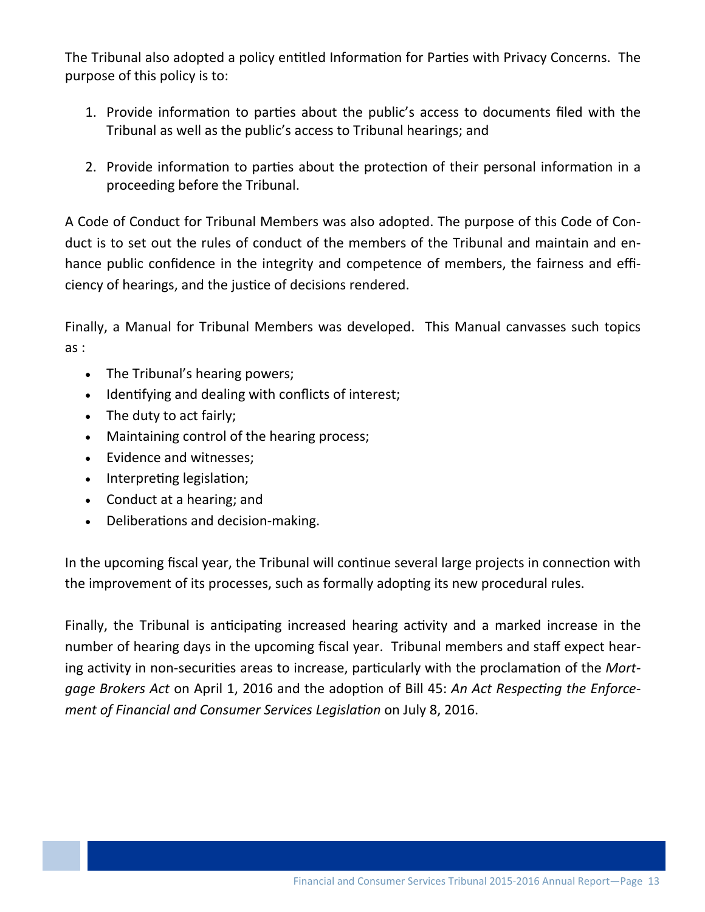The Tribunal also adopted a policy entitled Information for Parties with Privacy Concerns. The purpose of this policy is to:

1. Provide information to parties about the public's access to documents filed with the Tribunal as well as the public's access to Tribunal hearings; and

2. Provide information to parties about the protection of their personal information in a proceeding before the Tribunal.

A Code of Conduct for Tribunal Members was also adopted. The purpose of this Code of Conduct is to set out the rules of conduct of the members of the Tribunal and maintain and enhance public confidence in the integrity and competence of members, the fairness and efficiency of hearings, and the justice of decisions rendered.

Finally, a Manual for Tribunal Members was developed. This Manual canvasses such topics as :

- The Tribunal's hearing powers;
- Identifying and dealing with conflicts of interest;
- The duty to act fairly;
- Maintaining control of the hearing process;
- Evidence and witnesses;
- Interpreting legislation;
- Conduct at a hearing; and
- Deliberations and decision-making.

In the upcoming fiscal year, the Tribunal will continue several large projects in connection with the improvement of its processes, such as formally adopting its new procedural rules.

Finally, the Tribunal is anticipating increased hearing activity and a marked increase in the number of hearing days in the upcoming fiscal year. Tribunal members and staff expect hearing activity in non-securities areas to increase, particularly with the proclamation of the *Mortgage Brokers Act* on April 1, 2016 and the adoption of Bill 45: *An Act Respecting the Enforcement of Financial and Consumer Services Legislation* on July 8, 2016.